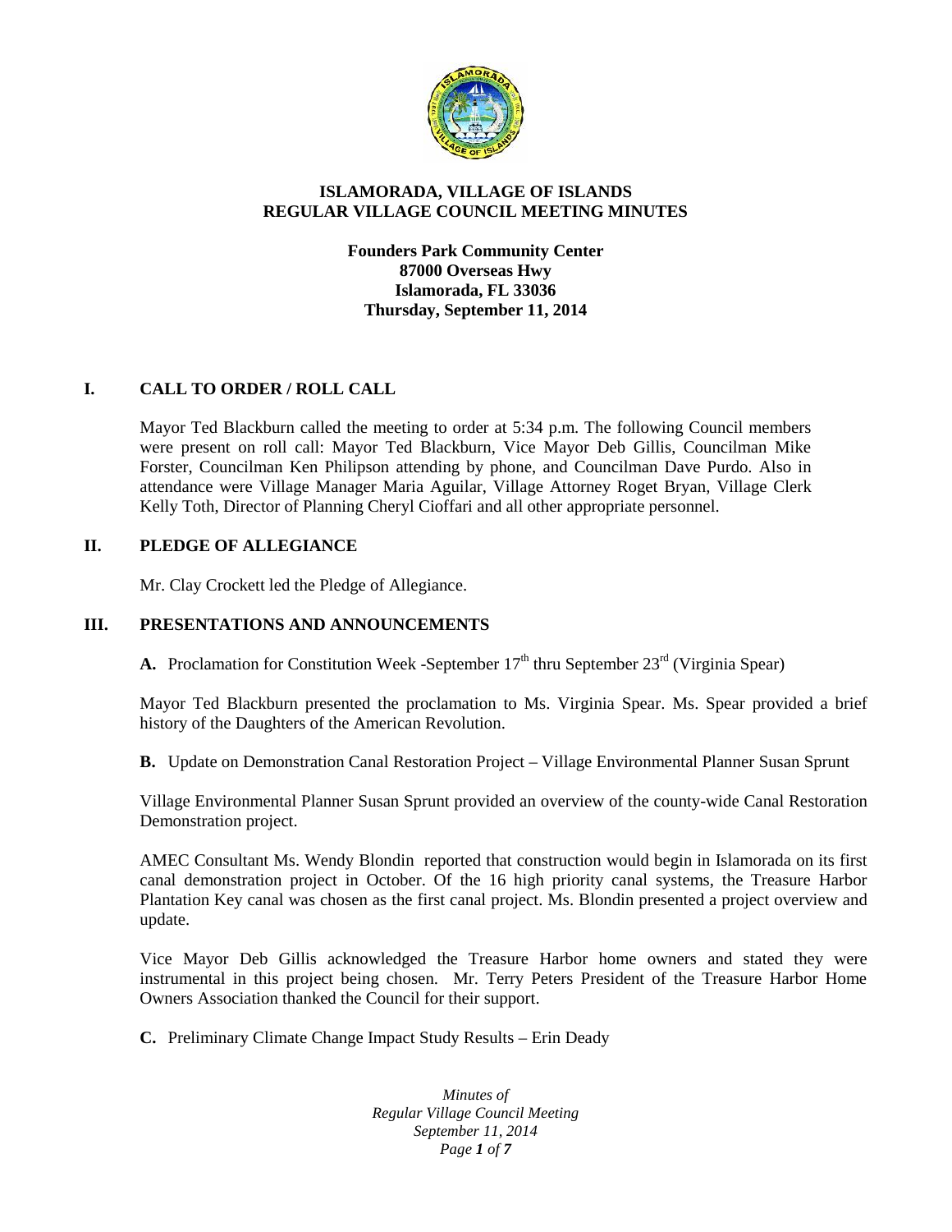# ISLAMORADA, VILLAGE OF ISLANDS
# REGULAR VILLAGE COUNCIL MEETING MINUTES

**Founders Park Community Center**
**87000 Overseas Hwy**
**Islamorada, FL 33036**
**Thursday, September 11, 2014**

## I. CALL TO ORDER / ROLL CALL

Mayor Ted Blackburn called the meeting to order at 5:34 p.m. The following Council members were present on roll call: Mayor Ted Blackburn, Vice Mayor Deb Gillis, Councilman Mike Forster, Councilman Ken Philipson attending by phone, and Councilman Dave Purdo. Also in attendance were Village Manager Maria Aguilar, Village Attorney Roget Bryan, Village Clerk Kelly Toth, Director of Planning Cheryl Cioffari and all other appropriate personnel.

## II. PLEDGE OF ALLEGIANCE

Mr. Clay Crockett led the Pledge of Allegiance.

## III. PRESENTATIONS AND ANNOUNCEMENTS

**A.** Proclamation for Constitution Week -September 17th thru September 23rd (Virginia Spear)

Mayor Ted Blackburn presented the proclamation to Ms. Virginia Spear. Ms. Spear provided a brief history of the Daughters of the American Revolution.

**B.** Update on Demonstration Canal Restoration Project – Village Environmental Planner Susan Sprunt

Village Environmental Planner Susan Sprunt provided an overview of the county-wide Canal Restoration Demonstration project.

AMEC Consultant Ms. Wendy Blondin reported that construction would begin in Islamorada on its first canal demonstration project in October. Of the 16 high priority canal systems, the Treasure Harbor Plantation Key canal was chosen as the first canal project. Ms. Blondin presented a project overview and update.

Vice Mayor Deb Gillis acknowledged the Treasure Harbor home owners and stated they were instrumental in this project being chosen. Mr. Terry Peters President of the Treasure Harbor Home Owners Association thanked the Council for their support.

**C.** Preliminary Climate Change Impact Study Results – Erin Deady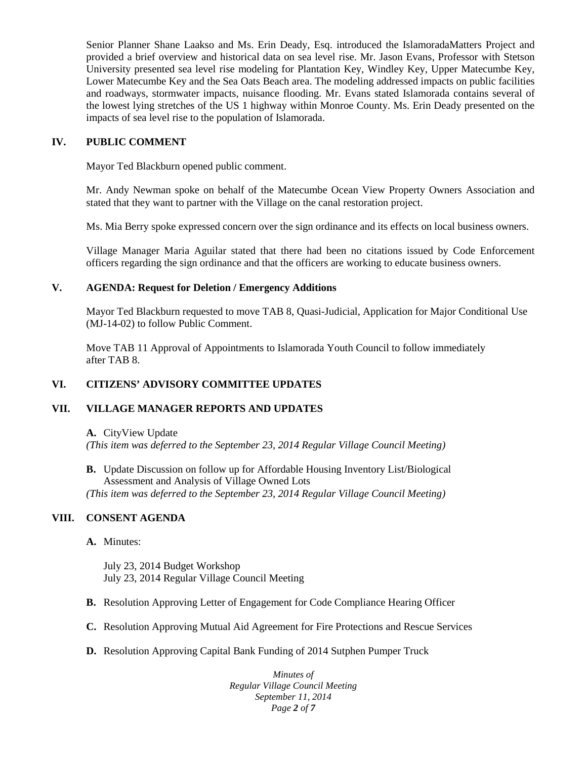Senior Planner Shane Laakso and Ms. Erin Deady, Esq. introduced the IslamoradaMatters Project and provided a brief overview and historical data on sea level rise. Mr. Jason Evans, Professor with Stetson University presented sea level rise modeling for Plantation Key, Windley Key, Upper Matecumbe Key, Lower Matecumbe Key and the Sea Oats Beach area. The modeling addressed impacts on public facilities and roadways, stormwater impacts, nuisance flooding. Mr. Evans stated Islamorada contains several of the lowest lying stretches of the US 1 highway within Monroe County. Ms. Erin Deady presented on the impacts of sea level rise to the population of Islamorada.

## IV. PUBLIC COMMENT

Mayor Ted Blackburn opened public comment.

Mr. Andy Newman spoke on behalf of the Matecumbe Ocean View Property Owners Association and stated that they want to partner with the Village on the canal restoration project.

Ms. Mia Berry spoke expressed concern over the sign ordinance and its effects on local business owners.

Village Manager Maria Aguilar stated that there had been no citations issued by Code Enforcement officers regarding the sign ordinance and that the officers are working to educate business owners.

## V. AGENDA: Request for Deletion / Emergency Additions

Mayor Ted Blackburn requested to move TAB 8, Quasi-Judicial, Application for Major Conditional Use (MJ-14-02) to follow Public Comment.

Move TAB 11 Approval of Appointments to Islamorada Youth Council to follow immediately after TAB 8.

## VI. CITIZENS' ADVISORY COMMITTEE UPDATES

## VII. VILLAGE MANAGER REPORTS AND UPDATES

**A.** CityView Update
*(This item was deferred to the September 23, 2014 Regular Village Council Meeting)*

**B.** Update Discussion on follow up for Affordable Housing Inventory List/Biological Assessment and Analysis of Village Owned Lots
*(This item was deferred to the September 23, 2014 Regular Village Council Meeting)*

## VIII. CONSENT AGENDA

**A.** Minutes:

July 23, 2014 Budget Workshop
July 23, 2014 Regular Village Council Meeting

**B.** Resolution Approving Letter of Engagement for Code Compliance Hearing Officer

**C.** Resolution Approving Mutual Aid Agreement for Fire Protections and Rescue Services

**D.** Resolution Approving Capital Bank Funding of 2014 Sutphen Pumper Truck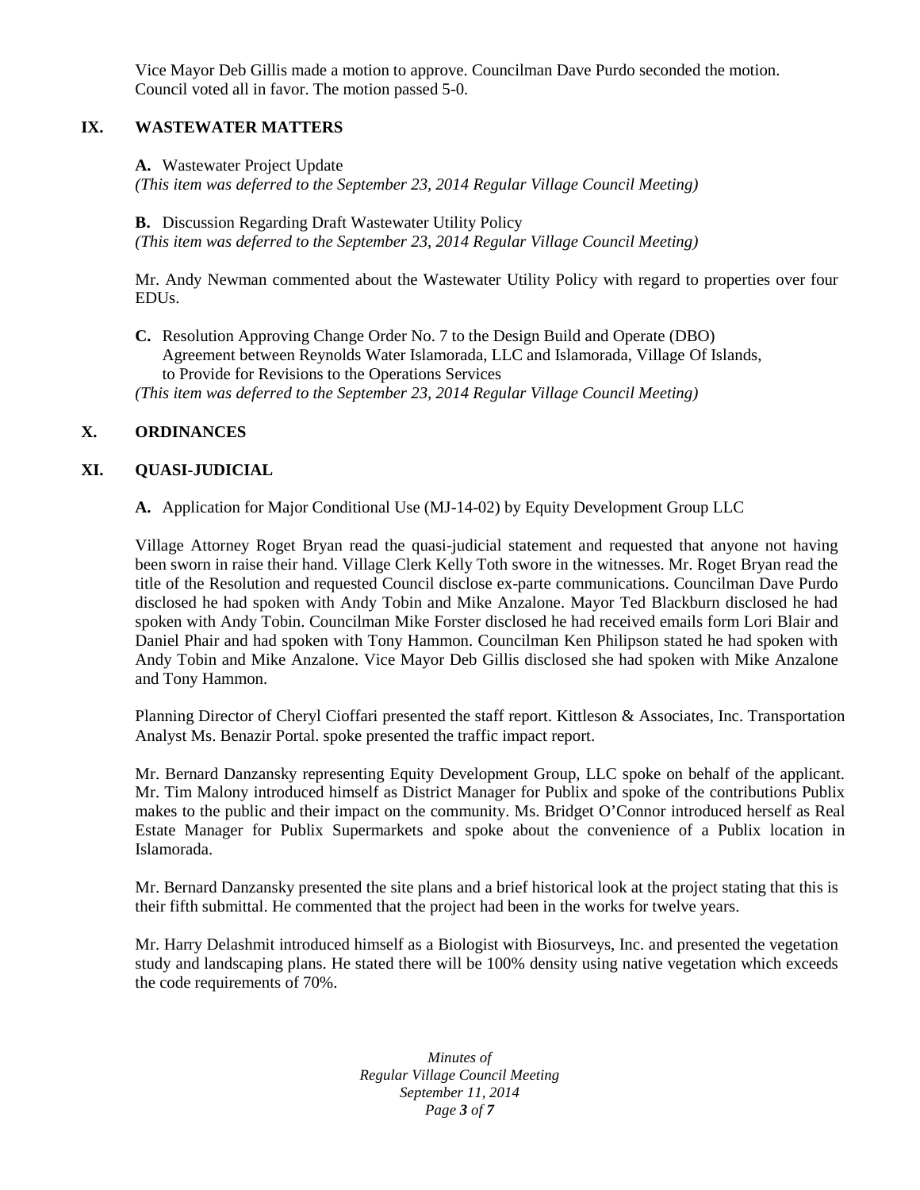Vice Mayor Deb Gillis made a motion to approve. Councilman Dave Purdo seconded the motion. Council voted all in favor. The motion passed 5-0.

## IX. WASTEWATER MATTERS

**A.** Wastewater Project Update
*(This item was deferred to the September 23, 2014 Regular Village Council Meeting)*

**B.** Discussion Regarding Draft Wastewater Utility Policy
*(This item was deferred to the September 23, 2014 Regular Village Council Meeting)*

Mr. Andy Newman commented about the Wastewater Utility Policy with regard to properties over four EDUs.

**C.** Resolution Approving Change Order No. 7 to the Design Build and Operate (DBO) Agreement between Reynolds Water Islamorada, LLC and Islamorada, Village Of Islands, to Provide for Revisions to the Operations Services
*(This item was deferred to the September 23, 2014 Regular Village Council Meeting)*

## X. ORDINANCES

## XI. QUASI-JUDICIAL

**A.** Application for Major Conditional Use (MJ-14-02) by Equity Development Group LLC

Village Attorney Roget Bryan read the quasi-judicial statement and requested that anyone not having been sworn in raise their hand. Village Clerk Kelly Toth swore in the witnesses. Mr. Roget Bryan read the title of the Resolution and requested Council disclose ex-parte communications. Councilman Dave Purdo disclosed he had spoken with Andy Tobin and Mike Anzalone. Mayor Ted Blackburn disclosed he had spoken with Andy Tobin. Councilman Mike Forster disclosed he had received emails form Lori Blair and Daniel Phair and had spoken with Tony Hammon. Councilman Ken Philipson stated he had spoken with Andy Tobin and Mike Anzalone. Vice Mayor Deb Gillis disclosed she had spoken with Mike Anzalone and Tony Hammon.

Planning Director of Cheryl Cioffari presented the staff report. Kittleson & Associates, Inc. Transportation Analyst Ms. Benazir Portal. spoke presented the traffic impact report.

Mr. Bernard Danzansky representing Equity Development Group, LLC spoke on behalf of the applicant. Mr. Tim Malony introduced himself as District Manager for Publix and spoke of the contributions Publix makes to the public and their impact on the community. Ms. Bridget O'Connor introduced herself as Real Estate Manager for Publix Supermarkets and spoke about the convenience of a Publix location in Islamorada.

Mr. Bernard Danzansky presented the site plans and a brief historical look at the project stating that this is their fifth submittal. He commented that the project had been in the works for twelve years.

Mr. Harry Delashmit introduced himself as a Biologist with Biosurveys, Inc. and presented the vegetation study and landscaping plans. He stated there will be 100% density using native vegetation which exceeds the code requirements of 70%.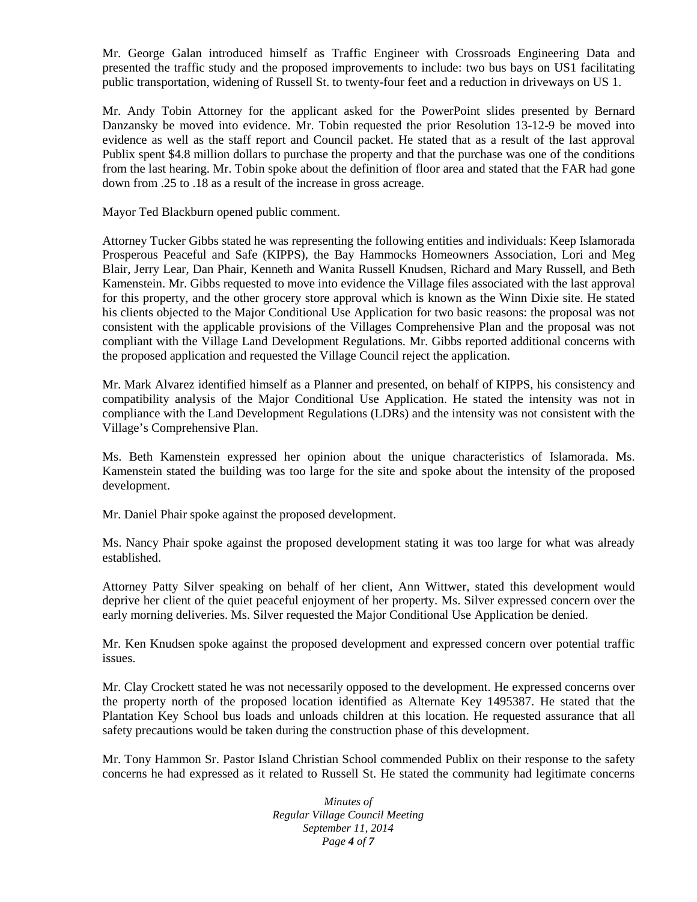Mr. George Galan introduced himself as Traffic Engineer with Crossroads Engineering Data and presented the traffic study and the proposed improvements to include: two bus bays on US1 facilitating public transportation, widening of Russell St. to twenty-four feet and a reduction in driveways on US 1.

Mr. Andy Tobin Attorney for the applicant asked for the PowerPoint slides presented by Bernard Danzansky be moved into evidence. Mr. Tobin requested the prior Resolution 13-12-9 be moved into evidence as well as the staff report and Council packet. He stated that as a result of the last approval Publix spent $4.8 million dollars to purchase the property and that the purchase was one of the conditions from the last hearing. Mr. Tobin spoke about the definition of floor area and stated that the FAR had gone down from .25 to .18 as a result of the increase in gross acreage.

Mayor Ted Blackburn opened public comment.

Attorney Tucker Gibbs stated he was representing the following entities and individuals: Keep Islamorada Prosperous Peaceful and Safe (KIPPS), the Bay Hammocks Homeowners Association, Lori and Meg Blair, Jerry Lear, Dan Phair, Kenneth and Wanita Russell Knudsen, Richard and Mary Russell, and Beth Kamenstein. Mr. Gibbs requested to move into evidence the Village files associated with the last approval for this property, and the other grocery store approval which is known as the Winn Dixie site. He stated his clients objected to the Major Conditional Use Application for two basic reasons: the proposal was not consistent with the applicable provisions of the Villages Comprehensive Plan and the proposal was not compliant with the Village Land Development Regulations. Mr. Gibbs reported additional concerns with the proposed application and requested the Village Council reject the application.

Mr. Mark Alvarez identified himself as a Planner and presented, on behalf of KIPPS, his consistency and compatibility analysis of the Major Conditional Use Application. He stated the intensity was not in compliance with the Land Development Regulations (LDRs) and the intensity was not consistent with the Village's Comprehensive Plan.

Ms. Beth Kamenstein expressed her opinion about the unique characteristics of Islamorada. Ms. Kamenstein stated the building was too large for the site and spoke about the intensity of the proposed development.

Mr. Daniel Phair spoke against the proposed development.

Ms. Nancy Phair spoke against the proposed development stating it was too large for what was already established.

Attorney Patty Silver speaking on behalf of her client, Ann Wittwer, stated this development would deprive her client of the quiet peaceful enjoyment of her property. Ms. Silver expressed concern over the early morning deliveries. Ms. Silver requested the Major Conditional Use Application be denied.

Mr. Ken Knudsen spoke against the proposed development and expressed concern over potential traffic issues.

Mr. Clay Crockett stated he was not necessarily opposed to the development. He expressed concerns over the property north of the proposed location identified as Alternate Key 1495387. He stated that the Plantation Key School bus loads and unloads children at this location. He requested assurance that all safety precautions would be taken during the construction phase of this development.

Mr. Tony Hammon Sr. Pastor Island Christian School commended Publix on their response to the safety concerns he had expressed as it related to Russell St. He stated the community had legitimate concerns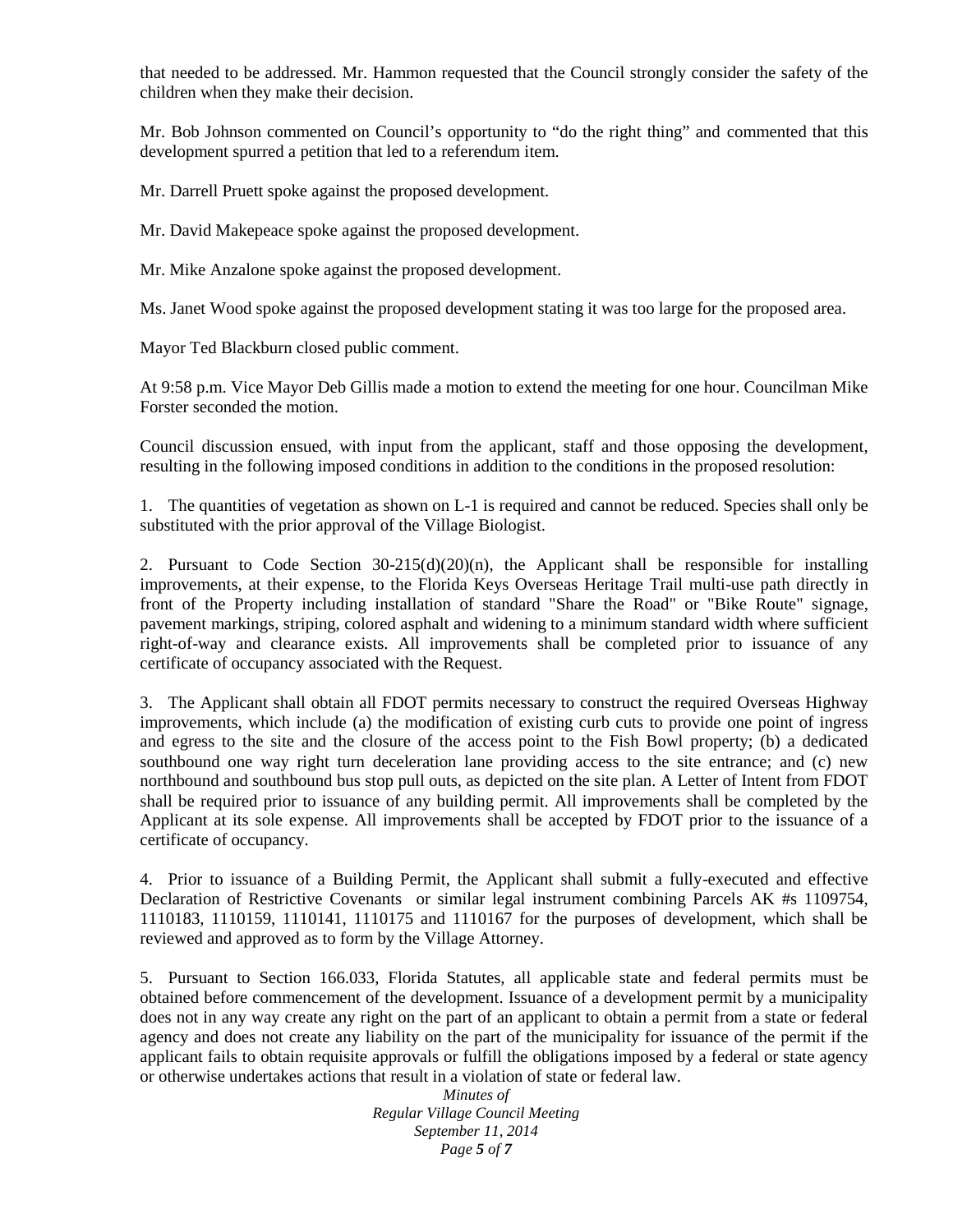that needed to be addressed. Mr. Hammon requested that the Council strongly consider the safety of the children when they make their decision.

Mr. Bob Johnson commented on Council's opportunity to "do the right thing" and commented that this development spurred a petition that led to a referendum item.

Mr. Darrell Pruett spoke against the proposed development.

Mr. David Makepeace spoke against the proposed development.

Mr. Mike Anzalone spoke against the proposed development.

Ms. Janet Wood spoke against the proposed development stating it was too large for the proposed area.

Mayor Ted Blackburn closed public comment.

At 9:58 p.m. Vice Mayor Deb Gillis made a motion to extend the meeting for one hour. Councilman Mike Forster seconded the motion.

Council discussion ensued, with input from the applicant, staff and those opposing the development, resulting in the following imposed conditions in addition to the conditions in the proposed resolution:

1. The quantities of vegetation as shown on L-1 is required and cannot be reduced. Species shall only be substituted with the prior approval of the Village Biologist.

2. Pursuant to Code Section 30-215(d)(20)(n), the Applicant shall be responsible for installing improvements, at their expense, to the Florida Keys Overseas Heritage Trail multi-use path directly in front of the Property including installation of standard "Share the Road" or "Bike Route" signage, pavement markings, striping, colored asphalt and widening to a minimum standard width where sufficient right-of-way and clearance exists. All improvements shall be completed prior to issuance of any certificate of occupancy associated with the Request.

3. The Applicant shall obtain all FDOT permits necessary to construct the required Overseas Highway improvements, which include (a) the modification of existing curb cuts to provide one point of ingress and egress to the site and the closure of the access point to the Fish Bowl property; (b) a dedicated southbound one way right turn deceleration lane providing access to the site entrance; and (c) new northbound and southbound bus stop pull outs, as depicted on the site plan. A Letter of Intent from FDOT shall be required prior to issuance of any building permit. All improvements shall be completed by the Applicant at its sole expense. All improvements shall be accepted by FDOT prior to the issuance of a certificate of occupancy.

4. Prior to issuance of a Building Permit, the Applicant shall submit a fully-executed and effective Declaration of Restrictive Covenants or similar legal instrument combining Parcels AK #s 1109754, 1110183, 1110159, 1110141, 1110175 and 1110167 for the purposes of development, which shall be reviewed and approved as to form by the Village Attorney.

5. Pursuant to Section 166.033, Florida Statutes, all applicable state and federal permits must be obtained before commencement of the development. Issuance of a development permit by a municipality does not in any way create any right on the part of an applicant to obtain a permit from a state or federal agency and does not create any liability on the part of the municipality for issuance of the permit if the applicant fails to obtain requisite approvals or fulfill the obligations imposed by a federal or state agency or otherwise undertakes actions that result in a violation of state or federal law.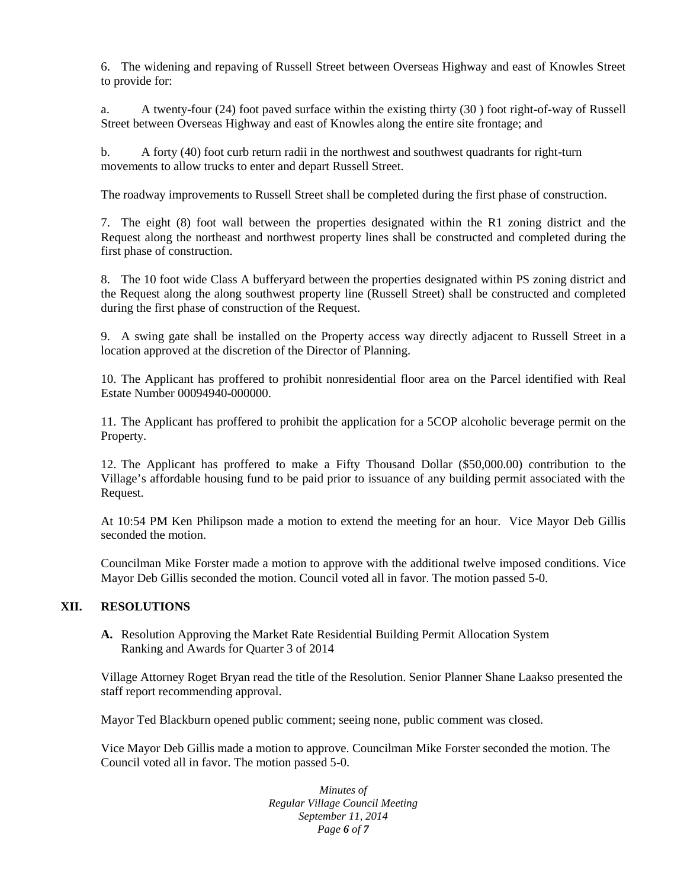6. The widening and repaving of Russell Street between Overseas Highway and east of Knowles Street to provide for:

a. A twenty-four (24) foot paved surface within the existing thirty (30 ) foot right-of-way of Russell Street between Overseas Highway and east of Knowles along the entire site frontage; and

b. A forty (40) foot curb return radii in the northwest and southwest quadrants for right-turn movements to allow trucks to enter and depart Russell Street.

The roadway improvements to Russell Street shall be completed during the first phase of construction.

7. The eight (8) foot wall between the properties designated within the R1 zoning district and the Request along the northeast and northwest property lines shall be constructed and completed during the first phase of construction.

8. The 10 foot wide Class A bufferyard between the properties designated within PS zoning district and the Request along the along southwest property line (Russell Street) shall be constructed and completed during the first phase of construction of the Request.

9. A swing gate shall be installed on the Property access way directly adjacent to Russell Street in a location approved at the discretion of the Director of Planning.

10. The Applicant has proffered to prohibit nonresidential floor area on the Parcel identified with Real Estate Number 00094940-000000.

11. The Applicant has proffered to prohibit the application for a 5COP alcoholic beverage permit on the Property.

12. The Applicant has proffered to make a Fifty Thousand Dollar ($50,000.00) contribution to the Village's affordable housing fund to be paid prior to issuance of any building permit associated with the Request.

At 10:54 PM Ken Philipson made a motion to extend the meeting for an hour. Vice Mayor Deb Gillis seconded the motion.

Councilman Mike Forster made a motion to approve with the additional twelve imposed conditions. Vice Mayor Deb Gillis seconded the motion. Council voted all in favor. The motion passed 5-0.

## XII. RESOLUTIONS

**A.** Resolution Approving the Market Rate Residential Building Permit Allocation System Ranking and Awards for Quarter 3 of 2014

Village Attorney Roget Bryan read the title of the Resolution. Senior Planner Shane Laakso presented the staff report recommending approval.

Mayor Ted Blackburn opened public comment; seeing none, public comment was closed.

Vice Mayor Deb Gillis made a motion to approve. Councilman Mike Forster seconded the motion. The Council voted all in favor. The motion passed 5-0.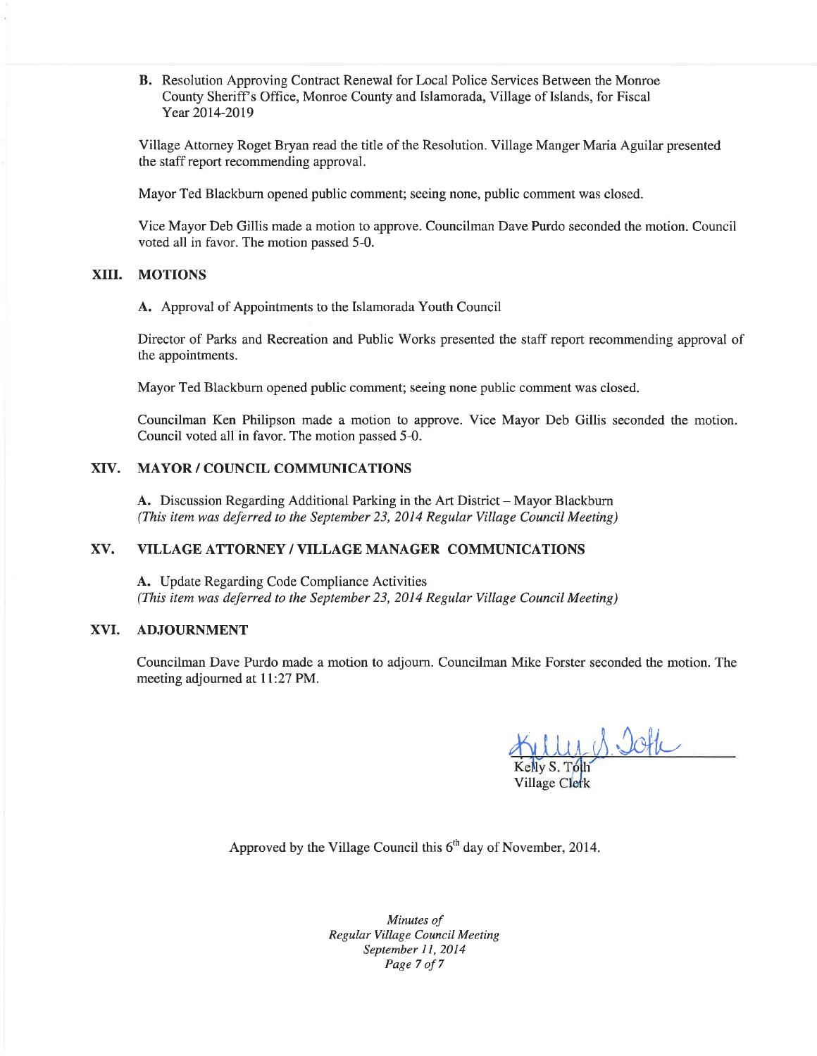**B.** Resolution Approving Contract Renewal for Local Police Services Between the Monroe County Sheriff's Office, Monroe County and Islamorada, Village of Islands, for Fiscal Year 2014-2019

Village Attorney Roget Bryan read the title of the Resolution. Village Manger Maria Aguilar presented the staff report recommending approval.

Mayor Ted Blackburn opened public comment; seeing none, public comment was closed.

Vice Mayor Deb Gillis made a motion to approve. Councilman Dave Purdo seconded the motion. Council voted all in favor. The motion passed 5-0.

## XIII. MOTIONS

**A.** Approval of Appointments to the Islamorada Youth Council

Director of Parks and Recreation and Public Works presented the staff report recommending approval of the appointments.

Mayor Ted Blackburn opened public comment; seeing none public comment was closed.

Councilman Ken Philipson made a motion to approve. Vice Mayor Deb Gillis seconded the motion. Council voted all in favor. The motion passed 5-0.

## XIV. MAYOR / COUNCIL COMMUNICATIONS

**A.** Discussion Regarding Additional Parking in the Art District – Mayor Blackburn
*(This item was deferred to the September 23, 2014 Regular Village Council Meeting)*

## XV. VILLAGE ATTORNEY / VILLAGE MANAGER COMMUNICATIONS

**A.** Update Regarding Code Compliance Activities
*(This item was deferred to the September 23, 2014 Regular Village Council Meeting)*

## XVI. ADJOURNMENT

Councilman Dave Purdo made a motion to adjourn. Councilman Mike Forster seconded the motion. The meeting adjourned at 11:27 PM.

Kelly S. Toth
Village Clerk

Approved by the Village Council this 6th day of November, 2014.

*Minutes of*
*Regular Village Council Meeting*
*September 11, 2014*